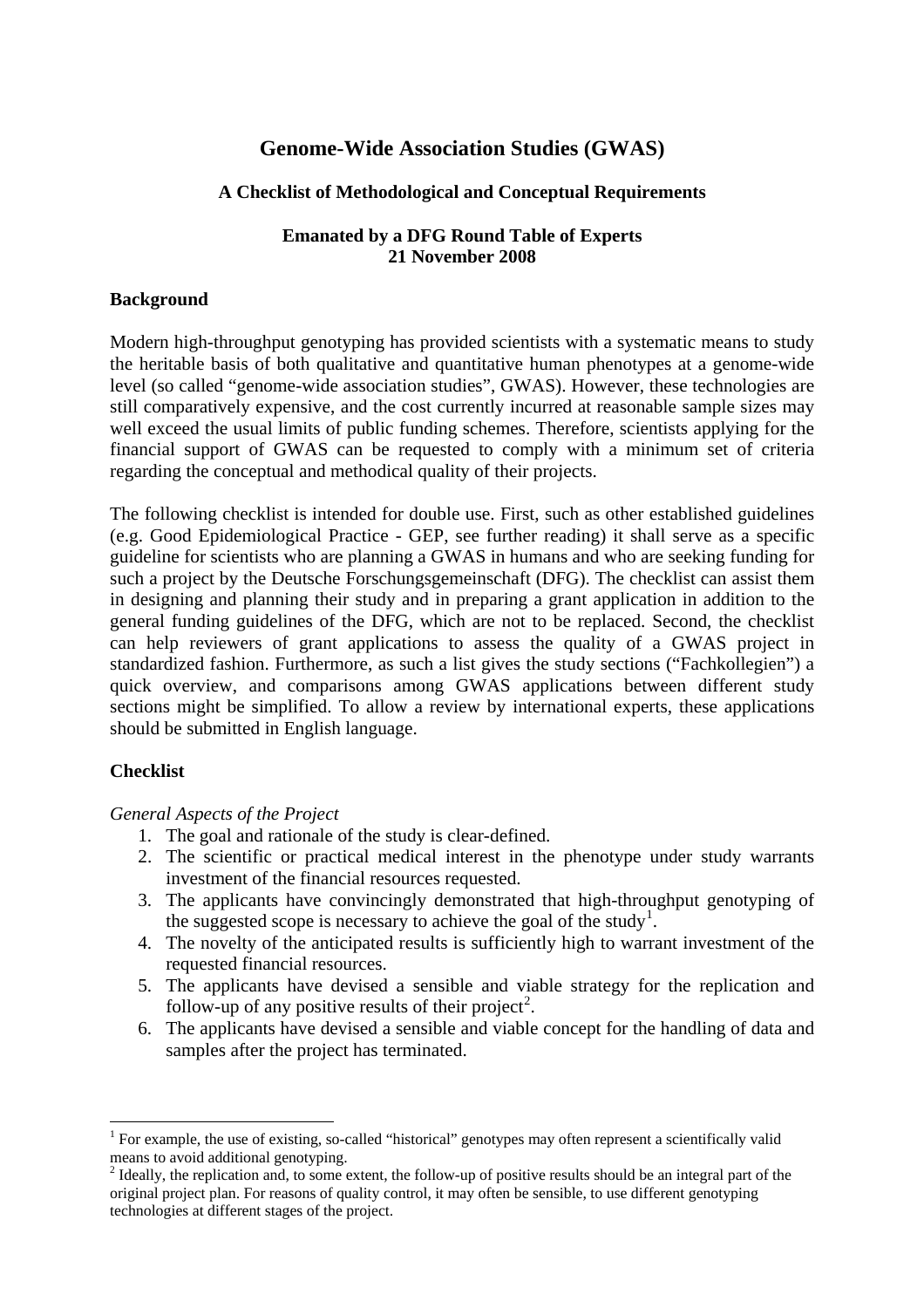# Genome-Wide Association Studies (GWAS)

### A Checklist of Methodological and Conceptual Requirements

**Emanated by a DFG Round Table of Experts**
**21 November 2008**

## Background

Modern high-throughput genotyping has provided scientists with a systematic means to study the heritable basis of both qualitative and quantitative human phenotypes at a genome-wide level (so called "genome-wide association studies", GWAS). However, these technologies are still comparatively expensive, and the cost currently incurred at reasonable sample sizes may well exceed the usual limits of public funding schemes. Therefore, scientists applying for the financial support of GWAS can be requested to comply with a minimum set of criteria regarding the conceptual and methodical quality of their projects.

The following checklist is intended for double use. First, such as other established guidelines (e.g. Good Epidemiological Practice - GEP, see further reading) it shall serve as a specific guideline for scientists who are planning a GWAS in humans and who are seeking funding for such a project by the Deutsche Forschungsgemeinschaft (DFG). The checklist can assist them in designing and planning their study and in preparing a grant application in addition to the general funding guidelines of the DFG, which are not to be replaced. Second, the checklist can help reviewers of grant applications to assess the quality of a GWAS project in standardized fashion. Furthermore, as such a list gives the study sections ("Fachkollegien") a quick overview, and comparisons among GWAS applications between different study sections might be simplified. To allow a review by international experts, these applications should be submitted in English language.

## Checklist

*General Aspects of the Project*

1. The goal and rationale of the study is clear-defined.
2. The scientific or practical medical interest in the phenotype under study warrants investment of the financial resources requested.
3. The applicants have convincingly demonstrated that high-throughput genotyping of the suggested scope is necessary to achieve the goal of the study[1].
4. The novelty of the anticipated results is sufficiently high to warrant investment of the requested financial resources.
5. The applicants have devised a sensible and viable strategy for the replication and follow-up of any positive results of their project[2].
6. The applicants have devised a sensible and viable concept for the handling of data and samples after the project has terminated.

---

[1] For example, the use of existing, so-called "historical" genotypes may often represent a scientifically valid means to avoid additional genotyping.

[2] Ideally, the replication and, to some extent, the follow-up of positive results should be an integral part of the original project plan. For reasons of quality control, it may often be sensible, to use different genotyping technologies at different stages of the project.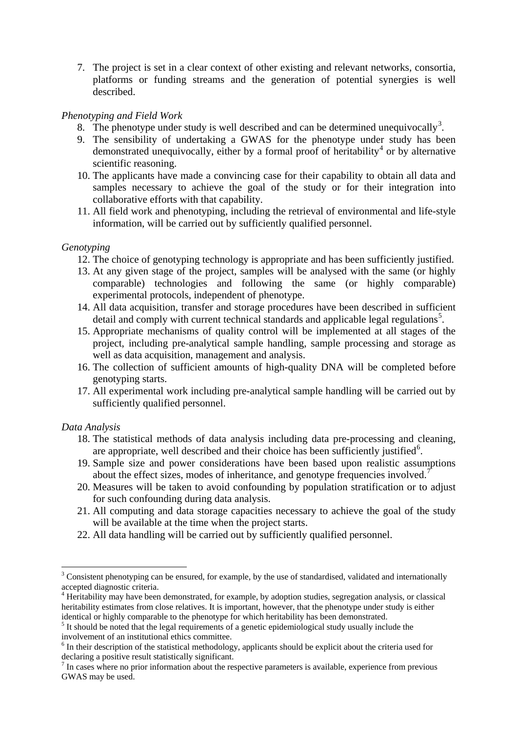7. The project is set in a clear context of other existing and relevant networks, consortia, platforms or funding streams and the generation of potential synergies is well described.

*Phenotyping and Field Work*

8. The phenotype under study is well described and can be determined unequivocally[3].
9. The sensibility of undertaking a GWAS for the phenotype under study has been demonstrated unequivocally, either by a formal proof of heritability[4] or by alternative scientific reasoning.
10. The applicants have made a convincing case for their capability to obtain all data and samples necessary to achieve the goal of the study or for their integration into collaborative efforts with that capability.
11. All field work and phenotyping, including the retrieval of environmental and life-style information, will be carried out by sufficiently qualified personnel.

*Genotyping*

12. The choice of genotyping technology is appropriate and has been sufficiently justified.
13. At any given stage of the project, samples will be analysed with the same (or highly comparable) technologies and following the same (or highly comparable) experimental protocols, independent of phenotype.
14. All data acquisition, transfer and storage procedures have been described in sufficient detail and comply with current technical standards and applicable legal regulations[5].
15. Appropriate mechanisms of quality control will be implemented at all stages of the project, including pre-analytical sample handling, sample processing and storage as well as data acquisition, management and analysis.
16. The collection of sufficient amounts of high-quality DNA will be completed before genotyping starts.
17. All experimental work including pre-analytical sample handling will be carried out by sufficiently qualified personnel.

*Data Analysis*

18. The statistical methods of data analysis including data pre-processing and cleaning, are appropriate, well described and their choice has been sufficiently justified[6].
19. Sample size and power considerations have been based upon realistic assumptions about the effect sizes, modes of inheritance, and genotype frequencies involved.[7]
20. Measures will be taken to avoid confounding by population stratification or to adjust for such confounding during data analysis.
21. All computing and data storage capacities necessary to achieve the goal of the study will be available at the time when the project starts.
22. All data handling will be carried out by sufficiently qualified personnel.

---

[3] Consistent phenotyping can be ensured, for example, by the use of standardised, validated and internationally accepted diagnostic criteria.

[4] Heritability may have been demonstrated, for example, by adoption studies, segregation analysis, or classical heritability estimates from close relatives. It is important, however, that the phenotype under study is either identical or highly comparable to the phenotype for which heritability has been demonstrated.

[5] It should be noted that the legal requirements of a genetic epidemiological study usually include the involvement of an institutional ethics committee.

[6] In their description of the statistical methodology, applicants should be explicit about the criteria used for declaring a positive result statistically significant.

[7] In cases where no prior information about the respective parameters is available, experience from previous GWAS may be used.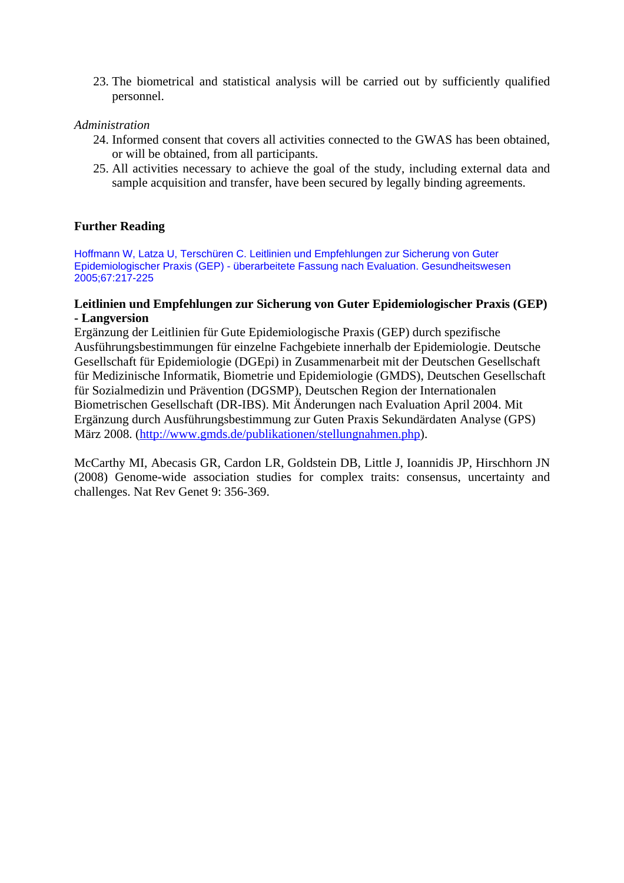23. The biometrical and statistical analysis will be carried out by sufficiently qualified personnel.

*Administration*

24. Informed consent that covers all activities connected to the GWAS has been obtained, or will be obtained, from all participants.
25. All activities necessary to achieve the goal of the study, including external data and sample acquisition and transfer, have been secured by legally binding agreements.

**Further Reading**

Hoffmann W, Latza U, Terschüren C. Leitlinien und Empfehlungen zur Sicherung von Guter Epidemiologischer Praxis (GEP) - überarbeitete Fassung nach Evaluation. Gesundheitswesen 2005;67:217-225

**Leitlinien und Empfehlungen zur Sicherung von Guter Epidemiologischer Praxis (GEP) - Langversion**
Ergänzung der Leitlinien für Gute Epidemiologische Praxis (GEP) durch spezifische Ausführungsbestimmungen für einzelne Fachgebiete innerhalb der Epidemiologie. Deutsche Gesellschaft für Epidemiologie (DGEpi) in Zusammenarbeit mit der Deutschen Gesellschaft für Medizinische Informatik, Biometrie und Epidemiologie (GMDS), Deutschen Gesellschaft für Sozialmedizin und Prävention (DGSMP), Deutschen Region der Internationalen Biometrischen Gesellschaft (DR-IBS). Mit Änderungen nach Evaluation April 2004. Mit Ergänzung durch Ausführungsbestimmung zur Guten Praxis Sekundärdaten Analyse (GPS) März 2008. (http://www.gmds.de/publikationen/stellungnahmen.php).

McCarthy MI, Abecasis GR, Cardon LR, Goldstein DB, Little J, Ioannidis JP, Hirschhorn JN (2008) Genome-wide association studies for complex traits: consensus, uncertainty and challenges. Nat Rev Genet 9: 356-369.